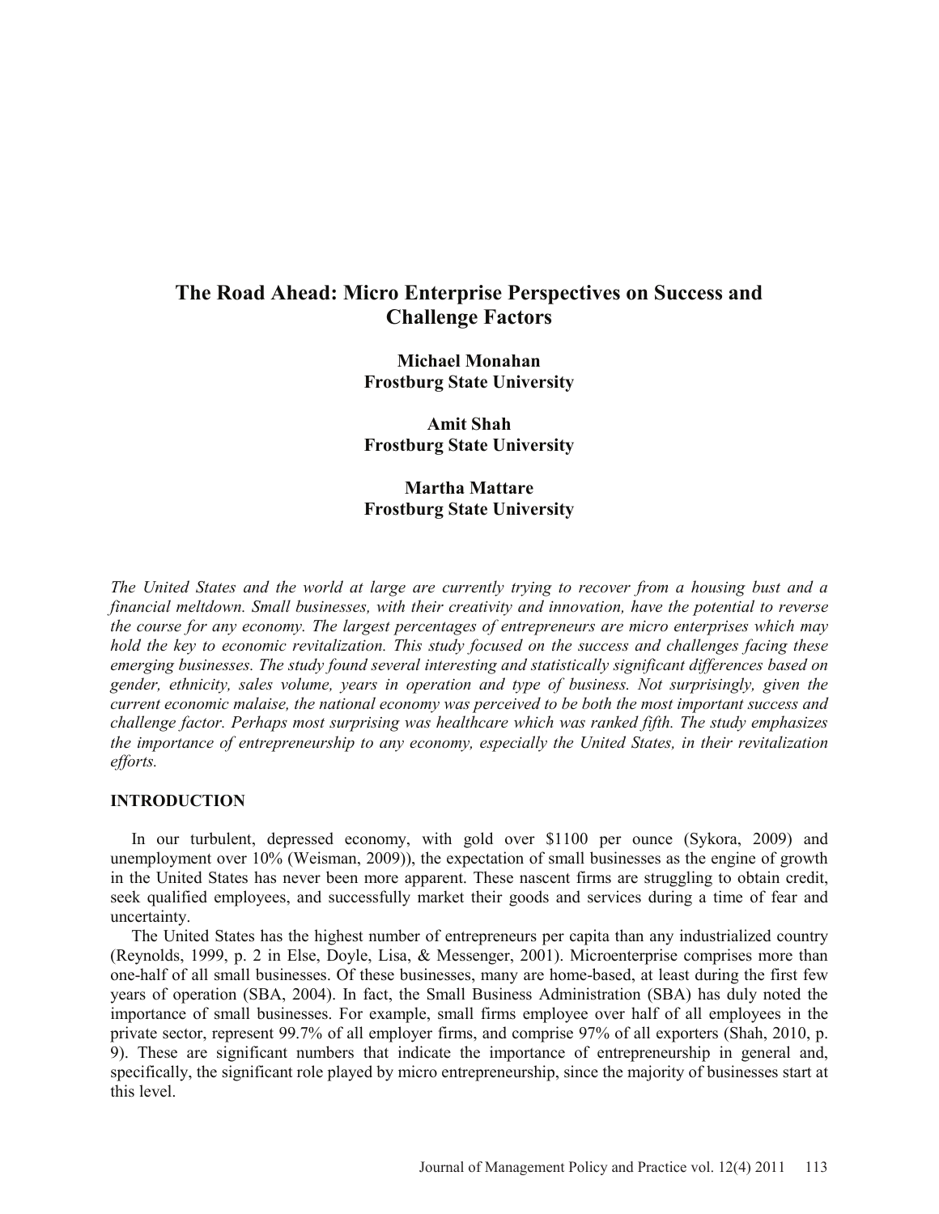# The Road Ahead: Micro Enterprise Perspectives on Success and Challenge Factors

**Michael Monahan**
**Frostburg State University**

**Amit Shah**
**Frostburg State University**

**Martha Mattare**
**Frostburg State University**

*The United States and the world at large are currently trying to recover from a housing bust and a financial meltdown. Small businesses, with their creativity and innovation, have the potential to reverse the course for any economy. The largest percentages of entrepreneurs are micro enterprises which may hold the key to economic revitalization. This study focused on the success and challenges facing these emerging businesses. The study found several interesting and statistically significant differences based on gender, ethnicity, sales volume, years in operation and type of business. Not surprisingly, given the current economic malaise, the national economy was perceived to be both the most important success and challenge factor. Perhaps most surprising was healthcare which was ranked fifth. The study emphasizes the importance of entrepreneurship to any economy, especially the United States, in their revitalization efforts.*

## INTRODUCTION

In our turbulent, depressed economy, with gold over $1100 per ounce (Sykora, 2009) and unemployment over 10% (Weisman, 2009)), the expectation of small businesses as the engine of growth in the United States has never been more apparent. These nascent firms are struggling to obtain credit, seek qualified employees, and successfully market their goods and services during a time of fear and uncertainty.

The United States has the highest number of entrepreneurs per capita than any industrialized country (Reynolds, 1999, p. 2 in Else, Doyle, Lisa, & Messenger, 2001). Microenterprise comprises more than one-half of all small businesses. Of these businesses, many are home-based, at least during the first few years of operation (SBA, 2004). In fact, the Small Business Administration (SBA) has duly noted the importance of small businesses. For example, small firms employee over half of all employees in the private sector, represent 99.7% of all employer firms, and comprise 97% of all exporters (Shah, 2010, p. 9). These are significant numbers that indicate the importance of entrepreneurship in general and, specifically, the significant role played by micro entrepreneurship, since the majority of businesses start at this level.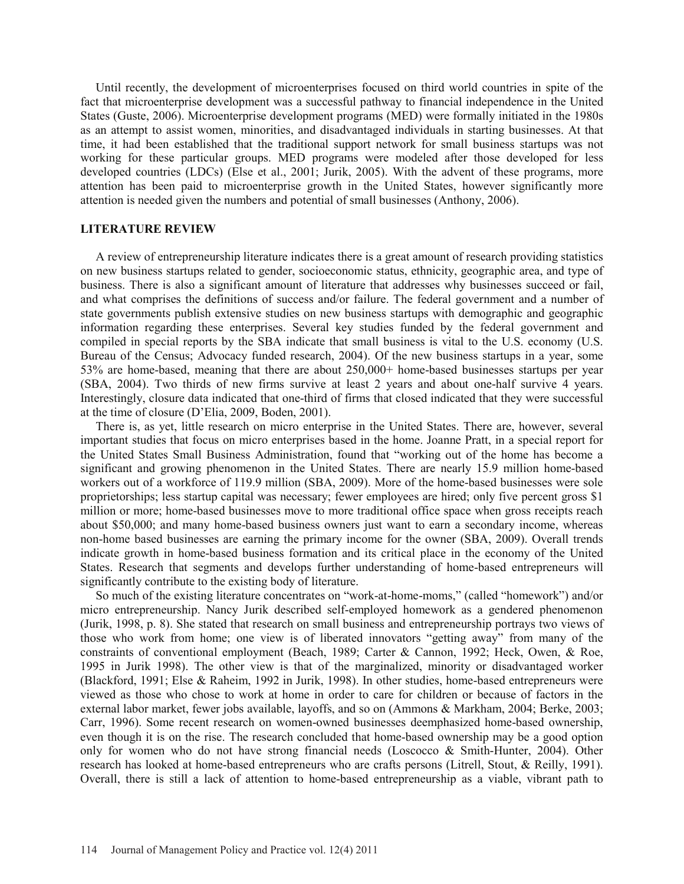Until recently, the development of microenterprises focused on third world countries in spite of the fact that microenterprise development was a successful pathway to financial independence in the United States (Guste, 2006). Microenterprise development programs (MED) were formally initiated in the 1980s as an attempt to assist women, minorities, and disadvantaged individuals in starting businesses. At that time, it had been established that the traditional support network for small business startups was not working for these particular groups. MED programs were modeled after those developed for less developed countries (LDCs) (Else et al., 2001; Jurik, 2005). With the advent of these programs, more attention has been paid to microenterprise growth in the United States, however significantly more attention is needed given the numbers and potential of small businesses (Anthony, 2006).

## LITERATURE REVIEW

A review of entrepreneurship literature indicates there is a great amount of research providing statistics on new business startups related to gender, socioeconomic status, ethnicity, geographic area, and type of business. There is also a significant amount of literature that addresses why businesses succeed or fail, and what comprises the definitions of success and/or failure. The federal government and a number of state governments publish extensive studies on new business startups with demographic and geographic information regarding these enterprises. Several key studies funded by the federal government and compiled in special reports by the SBA indicate that small business is vital to the U.S. economy (U.S. Bureau of the Census; Advocacy funded research, 2004). Of the new business startups in a year, some 53% are home-based, meaning that there are about 250,000+ home-based businesses startups per year (SBA, 2004). Two thirds of new firms survive at least 2 years and about one-half survive 4 years. Interestingly, closure data indicated that one-third of firms that closed indicated that they were successful at the time of closure (D'Elia, 2009, Boden, 2001).

There is, as yet, little research on micro enterprise in the United States. There are, however, several important studies that focus on micro enterprises based in the home. Joanne Pratt, in a special report for the United States Small Business Administration, found that "working out of the home has become a significant and growing phenomenon in the United States. There are nearly 15.9 million home-based workers out of a workforce of 119.9 million (SBA, 2009). More of the home-based businesses were sole proprietorships; less startup capital was necessary; fewer employees are hired; only five percent gross $1 million or more; home-based businesses move to more traditional office space when gross receipts reach about $50,000; and many home-based business owners just want to earn a secondary income, whereas non-home based businesses are earning the primary income for the owner (SBA, 2009). Overall trends indicate growth in home-based business formation and its critical place in the economy of the United States. Research that segments and develops further understanding of home-based entrepreneurs will significantly contribute to the existing body of literature.

So much of the existing literature concentrates on "work-at-home-moms," (called "homework") and/or micro entrepreneurship. Nancy Jurik described self-employed homework as a gendered phenomenon (Jurik, 1998, p. 8). She stated that research on small business and entrepreneurship portrays two views of those who work from home; one view is of liberated innovators "getting away" from many of the constraints of conventional employment (Beach, 1989; Carter & Cannon, 1992; Heck, Owen, & Roe, 1995 in Jurik 1998). The other view is that of the marginalized, minority or disadvantaged worker (Blackford, 1991; Else & Raheim, 1992 in Jurik, 1998). In other studies, home-based entrepreneurs were viewed as those who chose to work at home in order to care for children or because of factors in the external labor market, fewer jobs available, layoffs, and so on (Ammons & Markham, 2004; Berke, 2003; Carr, 1996). Some recent research on women-owned businesses deemphasized home-based ownership, even though it is on the rise. The research concluded that home-based ownership may be a good option only for women who do not have strong financial needs (Loscocco & Smith-Hunter, 2004). Other research has looked at home-based entrepreneurs who are crafts persons (Litrell, Stout, & Reilly, 1991). Overall, there is still a lack of attention to home-based entrepreneurship as a viable, vibrant path to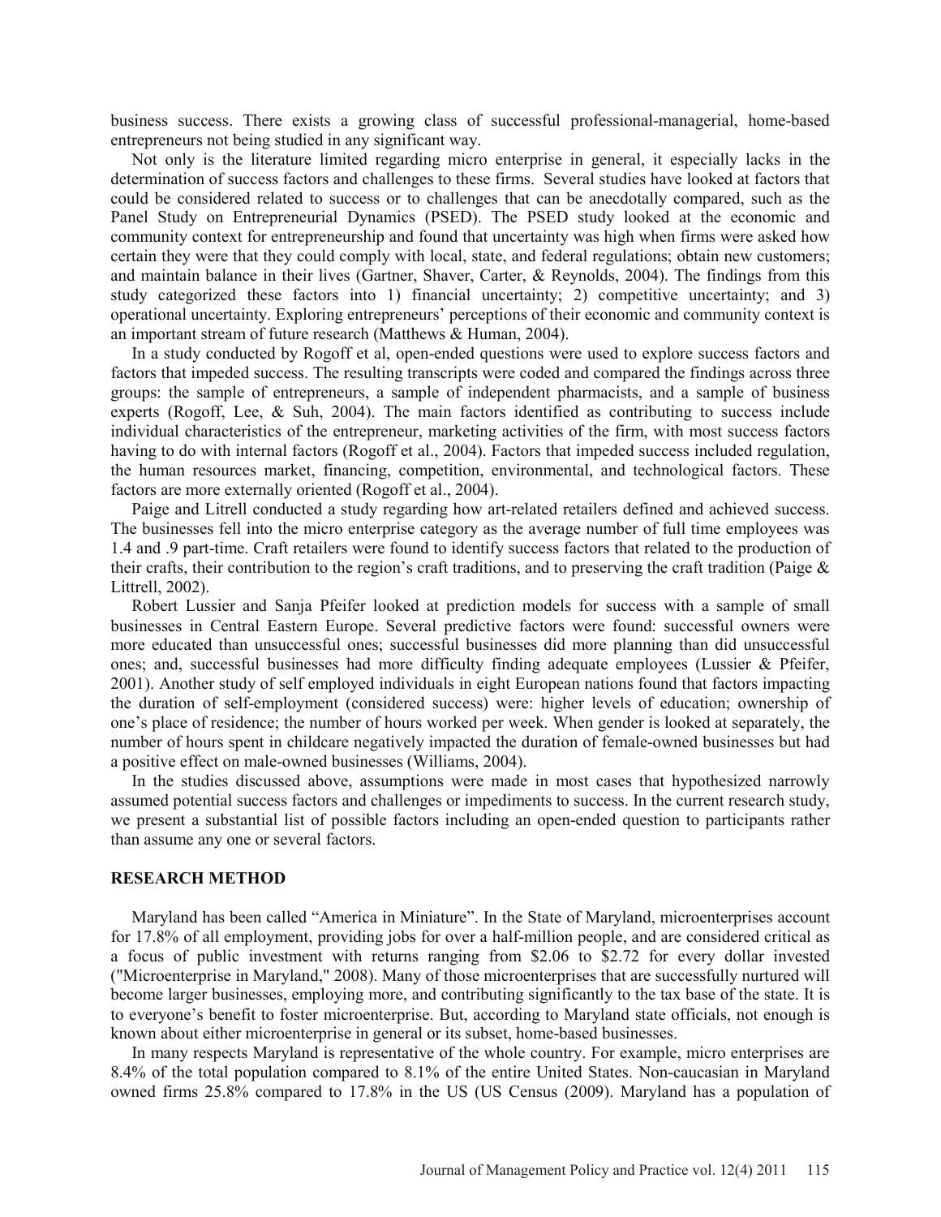business success. There exists a growing class of successful professional-managerial, home-based entrepreneurs not being studied in any significant way.

Not only is the literature limited regarding micro enterprise in general, it especially lacks in the determination of success factors and challenges to these firms. Several studies have looked at factors that could be considered related to success or to challenges that can be anecdotally compared, such as the Panel Study on Entrepreneurial Dynamics (PSED). The PSED study looked at the economic and community context for entrepreneurship and found that uncertainty was high when firms were asked how certain they were that they could comply with local, state, and federal regulations; obtain new customers; and maintain balance in their lives (Gartner, Shaver, Carter, & Reynolds, 2004). The findings from this study categorized these factors into 1) financial uncertainty; 2) competitive uncertainty; and 3) operational uncertainty. Exploring entrepreneurs' perceptions of their economic and community context is an important stream of future research (Matthews & Human, 2004).

In a study conducted by Rogoff et al, open-ended questions were used to explore success factors and factors that impeded success. The resulting transcripts were coded and compared the findings across three groups: the sample of entrepreneurs, a sample of independent pharmacists, and a sample of business experts (Rogoff, Lee, & Suh, 2004). The main factors identified as contributing to success include individual characteristics of the entrepreneur, marketing activities of the firm, with most success factors having to do with internal factors (Rogoff et al., 2004). Factors that impeded success included regulation, the human resources market, financing, competition, environmental, and technological factors. These factors are more externally oriented (Rogoff et al., 2004).

Paige and Litrell conducted a study regarding how art-related retailers defined and achieved success. The businesses fell into the micro enterprise category as the average number of full time employees was 1.4 and .9 part-time. Craft retailers were found to identify success factors that related to the production of their crafts, their contribution to the region's craft traditions, and to preserving the craft tradition (Paige & Littrell, 2002).

Robert Lussier and Sanja Pfeifer looked at prediction models for success with a sample of small businesses in Central Eastern Europe. Several predictive factors were found: successful owners were more educated than unsuccessful ones; successful businesses did more planning than did unsuccessful ones; and, successful businesses had more difficulty finding adequate employees (Lussier & Pfeifer, 2001). Another study of self employed individuals in eight European nations found that factors impacting the duration of self-employment (considered success) were: higher levels of education; ownership of one's place of residence; the number of hours worked per week. When gender is looked at separately, the number of hours spent in childcare negatively impacted the duration of female-owned businesses but had a positive effect on male-owned businesses (Williams, 2004).

In the studies discussed above, assumptions were made in most cases that hypothesized narrowly assumed potential success factors and challenges or impediments to success. In the current research study, we present a substantial list of possible factors including an open-ended question to participants rather than assume any one or several factors.

## RESEARCH METHOD

Maryland has been called "America in Miniature". In the State of Maryland, microenterprises account for 17.8% of all employment, providing jobs for over a half-million people, and are considered critical as a focus of public investment with returns ranging from $2.06 to $2.72 for every dollar invested ("Microenterprise in Maryland," 2008). Many of those microenterprises that are successfully nurtured will become larger businesses, employing more, and contributing significantly to the tax base of the state. It is to everyone's benefit to foster microenterprise. But, according to Maryland state officials, not enough is known about either microenterprise in general or its subset, home-based businesses.

In many respects Maryland is representative of the whole country. For example, micro enterprises are 8.4% of the total population compared to 8.1% of the entire United States. Non-caucasian in Maryland owned firms 25.8% compared to 17.8% in the US (US Census (2009). Maryland has a population of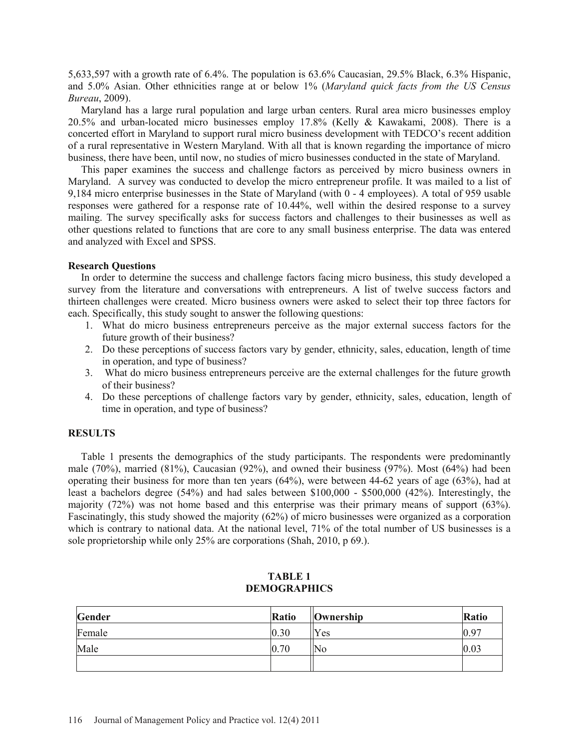5,633,597 with a growth rate of 6.4%. The population is 63.6% Caucasian, 29.5% Black, 6.3% Hispanic, and 5.0% Asian. Other ethnicities range at or below 1% (*Maryland quick facts from the US Census Bureau*, 2009).

Maryland has a large rural population and large urban centers. Rural area micro businesses employ 20.5% and urban-located micro businesses employ 17.8% (Kelly & Kawakami, 2008). There is a concerted effort in Maryland to support rural micro business development with TEDCO's recent addition of a rural representative in Western Maryland. With all that is known regarding the importance of micro business, there have been, until now, no studies of micro businesses conducted in the state of Maryland.

This paper examines the success and challenge factors as perceived by micro business owners in Maryland. A survey was conducted to develop the micro entrepreneur profile. It was mailed to a list of 9,184 micro enterprise businesses in the State of Maryland (with 0 - 4 employees). A total of 959 usable responses were gathered for a response rate of 10.44%, well within the desired response to a survey mailing. The survey specifically asks for success factors and challenges to their businesses as well as other questions related to functions that are core to any small business enterprise. The data was entered and analyzed with Excel and SPSS.

**Research Questions**

In order to determine the success and challenge factors facing micro business, this study developed a survey from the literature and conversations with entrepreneurs. A list of twelve success factors and thirteen challenges were created. Micro business owners were asked to select their top three factors for each. Specifically, this study sought to answer the following questions:

1. What do micro business entrepreneurs perceive as the major external success factors for the future growth of their business?
2. Do these perceptions of success factors vary by gender, ethnicity, sales, education, length of time in operation, and type of business?
3. What do micro business entrepreneurs perceive are the external challenges for the future growth of their business?
4. Do these perceptions of challenge factors vary by gender, ethnicity, sales, education, length of time in operation, and type of business?

## RESULTS

Table 1 presents the demographics of the study participants. The respondents were predominantly male (70%), married (81%), Caucasian (92%), and owned their business (97%). Most (64%) had been operating their business for more than ten years (64%), were between 44-62 years of age (63%), had at least a bachelors degree (54%) and had sales between \$100,000 - \$500,000 (42%). Interestingly, the majority (72%) was not home based and this enterprise was their primary means of support (63%). Fascinatingly, this study showed the majority (62%) of micro businesses were organized as a corporation which is contrary to national data. At the national level, 71% of the total number of US businesses is a sole proprietorship while only 25% are corporations (Shah, 2010, p 69.).

**TABLE 1**
**DEMOGRAPHICS**

| Gender | Ratio | Ownership | Ratio |
|---|---|---|---|
| Female | 0.30 | Yes | 0.97 |
| Male | 0.70 | No | 0.03 |
| | | | |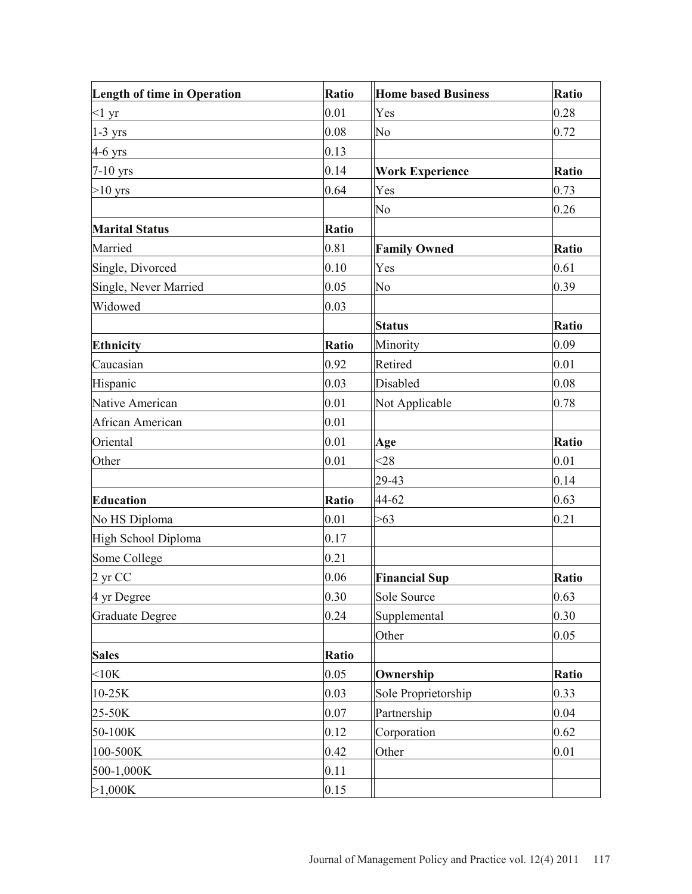| Length of time in Operation | Ratio | Home based Business | Ratio |
|---|---|---|---|
| <1 yr | 0.01 | Yes | 0.28 |
| 1-3 yrs | 0.08 | No | 0.72 |
| 4-6 yrs | 0.13 | | |
| 7-10 yrs | 0.14 | **Work Experience** | **Ratio** |
| >10 yrs | 0.64 | Yes | 0.73 |
| | | No | 0.26 |
| **Marital Status** | **Ratio** | | |
| Married | 0.81 | **Family Owned** | **Ratio** |
| Single, Divorced | 0.10 | Yes | 0.61 |
| Single, Never Married | 0.05 | No | 0.39 |
| Widowed | 0.03 | | |
| | | **Status** | **Ratio** |
| **Ethnicity** | **Ratio** | Minority | 0.09 |
| Caucasian | 0.92 | Retired | 0.01 |
| Hispanic | 0.03 | Disabled | 0.08 |
| Native American | 0.01 | Not Applicable | 0.78 |
| African American | 0.01 | | |
| Oriental | 0.01 | **Age** | **Ratio** |
| Other | 0.01 | <28 | 0.01 |
| | | 29-43 | 0.14 |
| **Education** | **Ratio** | 44-62 | 0.63 |
| No HS Diploma | 0.01 | >63 | 0.21 |
| High School Diploma | 0.17 | | |
| Some College | 0.21 | | |
| 2 yr CC | 0.06 | **Financial Sup** | **Ratio** |
| 4 yr Degree | 0.30 | Sole Source | 0.63 |
| Graduate Degree | 0.24 | Supplemental | 0.30 |
| | | Other | 0.05 |
| **Sales** | **Ratio** | | |
| <10K | 0.05 | **Ownership** | **Ratio** |
| 10-25K | 0.03 | Sole Proprietorship | 0.33 |
| 25-50K | 0.07 | Partnership | 0.04 |
| 50-100K | 0.12 | Corporation | 0.62 |
| 100-500K | 0.42 | Other | 0.01 |
| 500-1,000K | 0.11 | | |
| >1,000K | 0.15 | | |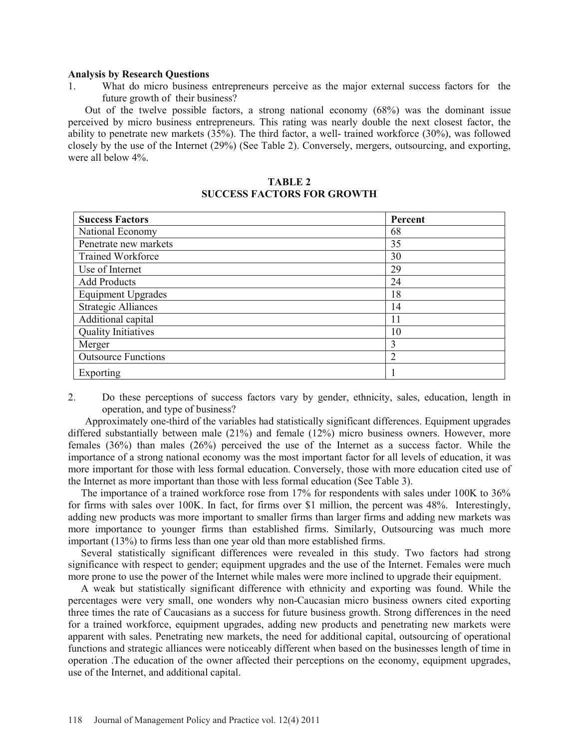**Analysis by Research Questions**

1. What do micro business entrepreneurs perceive as the major external success factors for the future growth of their business?

Out of the twelve possible factors, a strong national economy (68%) was the dominant issue perceived by micro business entrepreneurs. This rating was nearly double the next closest factor, the ability to penetrate new markets (35%). The third factor, a well- trained workforce (30%), was followed closely by the use of the Internet (29%) (See Table 2). Conversely, mergers, outsourcing, and exporting, were all below 4%.

**TABLE 2**
**SUCCESS FACTORS FOR GROWTH**

| Success Factors | Percent |
|---|---|
| National Economy | 68 |
| Penetrate new markets | 35 |
| Trained Workforce | 30 |
| Use of Internet | 29 |
| Add Products | 24 |
| Equipment Upgrades | 18 |
| Strategic Alliances | 14 |
| Additional capital | 11 |
| Quality Initiatives | 10 |
| Merger | 3 |
| Outsource Functions | 2 |
| Exporting | 1 |

2. Do these perceptions of success factors vary by gender, ethnicity, sales, education, length in operation, and type of business?

Approximately one-third of the variables had statistically significant differences. Equipment upgrades differed substantially between male (21%) and female (12%) micro business owners. However, more females (36%) than males (26%) perceived the use of the Internet as a success factor. While the importance of a strong national economy was the most important factor for all levels of education, it was more important for those with less formal education. Conversely, those with more education cited use of the Internet as more important than those with less formal education (See Table 3).

The importance of a trained workforce rose from 17% for respondents with sales under 100K to 36% for firms with sales over 100K. In fact, for firms over $1 million, the percent was 48%. Interestingly, adding new products was more important to smaller firms than larger firms and adding new markets was more importance to younger firms than established firms. Similarly, Outsourcing was much more important (13%) to firms less than one year old than more established firms.

Several statistically significant differences were revealed in this study. Two factors had strong significance with respect to gender; equipment upgrades and the use of the Internet. Females were much more prone to use the power of the Internet while males were more inclined to upgrade their equipment.

A weak but statistically significant difference with ethnicity and exporting was found. While the percentages were very small, one wonders why non-Caucasian micro business owners cited exporting three times the rate of Caucasians as a success for future business growth. Strong differences in the need for a trained workforce, equipment upgrades, adding new products and penetrating new markets were apparent with sales. Penetrating new markets, the need for additional capital, outsourcing of operational functions and strategic alliances were noticeably different when based on the businesses length of time in operation .The education of the owner affected their perceptions on the economy, equipment upgrades, use of the Internet, and additional capital.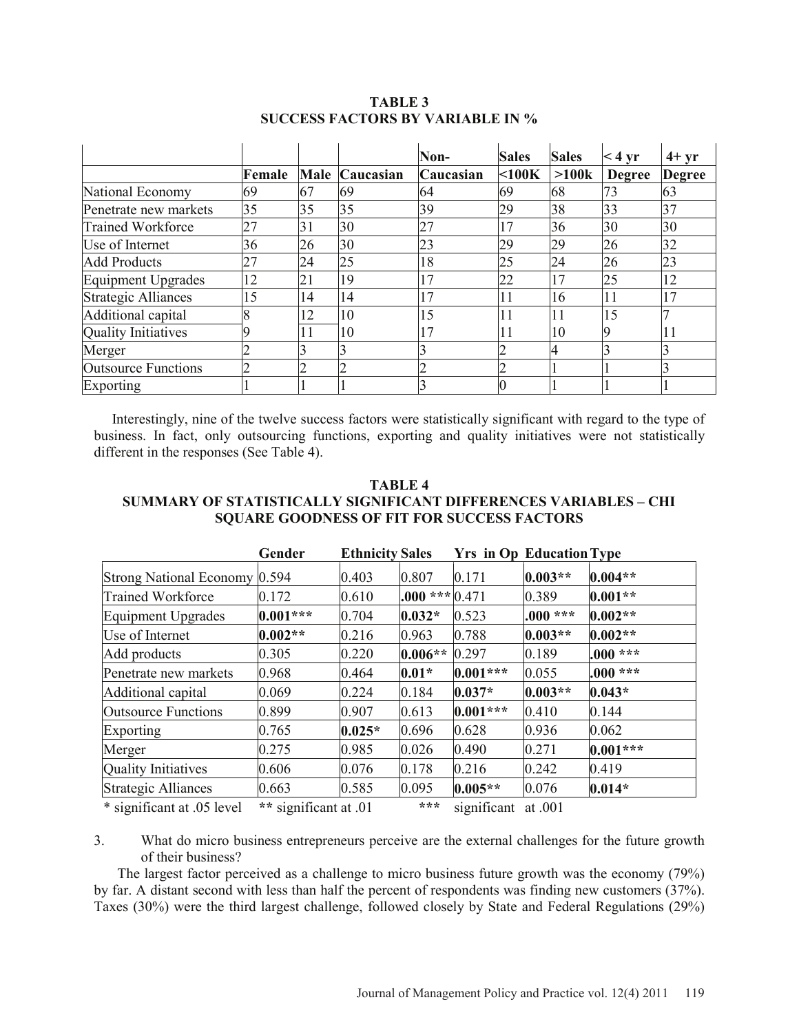**TABLE 3**
**SUCCESS FACTORS BY VARIABLE IN %**

| | Female | Male | Caucasian | Non-Caucasian | Sales <100K | Sales >100k | < 4 yr Degree | 4+ yr Degree |
|---|---|---|---|---|---|---|---|---|
| National Economy | 69 | 67 | 69 | 64 | 69 | 68 | 73 | 63 |
| Penetrate new markets | 35 | 35 | 35 | 39 | 29 | 38 | 33 | 37 |
| Trained Workforce | 27 | 31 | 30 | 27 | 17 | 36 | 30 | 30 |
| Use of Internet | 36 | 26 | 30 | 23 | 29 | 29 | 26 | 32 |
| Add Products | 27 | 24 | 25 | 18 | 25 | 24 | 26 | 23 |
| Equipment Upgrades | 12 | 21 | 19 | 17 | 22 | 17 | 25 | 12 |
| Strategic Alliances | 15 | 14 | 14 | 17 | 11 | 16 | 11 | 17 |
| Additional capital | 8 | 12 | 10 | 15 | 11 | 11 | 15 | 7 |
| Quality Initiatives | 9 | 11 | 10 | 17 | 11 | 10 | 9 | 11 |
| Merger | 2 | 3 | 3 | 3 | 2 | 4 | 3 | 3 |
| Outsource Functions | 2 | 2 | 2 | 2 | 2 | 1 | 1 | 3 |
| Exporting | 1 | 1 | 1 | 3 | 0 | 1 | 1 | 1 |

Interestingly, nine of the twelve success factors were statistically significant with regard to the type of business. In fact, only outsourcing functions, exporting and quality initiatives were not statistically different in the responses (See Table 4).

**TABLE 4**
**SUMMARY OF STATISTICALLY SIGNIFICANT DIFFERENCES VARIABLES – CHI SQUARE GOODNESS OF FIT FOR SUCCESS FACTORS**

| | Gender | Ethnicity | Sales | Yrs in Op | Education | Type |
|---|---|---|---|---|---|---|
| Strong National Economy | 0.594 | 0.403 | 0.807 | 0.171 | **0.003**** | **0.004**** |
| Trained Workforce | 0.172 | 0.610 | **.000 ***** | 0.471 | 0.389 | **0.001**** |
| Equipment Upgrades | **0.001***** | 0.704 | **0.032*** | 0.523 | **.000 ***** | **0.002**** |
| Use of Internet | **0.002**** | 0.216 | 0.963 | 0.788 | **0.003**** | **0.002**** |
| Add products | 0.305 | 0.220 | **0.006**** | 0.297 | 0.189 | **.000 ***** |
| Penetrate new markets | 0.968 | 0.464 | **0.01*** | **0.001***** | 0.055 | **.000 ***** |
| Additional capital | 0.069 | 0.224 | 0.184 | **0.037*** | **0.003**** | **0.043*** |
| Outsource Functions | 0.899 | 0.907 | 0.613 | **0.001***** | 0.410 | 0.144 |
| Exporting | 0.765 | **0.025*** | 0.696 | 0.628 | 0.936 | 0.062 |
| Merger | 0.275 | 0.985 | 0.026 | 0.490 | 0.271 | **0.001***** |
| Quality Initiatives | 0.606 | 0.076 | 0.178 | 0.216 | 0.242 | 0.419 |
| Strategic Alliances | 0.663 | 0.585 | 0.095 | **0.005**** | 0.076 | **0.014*** |

\* significant at .05 level ** significant at .01 *** significant at .001

3. What do micro business entrepreneurs perceive are the external challenges for the future growth of their business?

The largest factor perceived as a challenge to micro business future growth was the economy (79%) by far. A distant second with less than half the percent of respondents was finding new customers (37%). Taxes (30%) were the third largest challenge, followed closely by State and Federal Regulations (29%)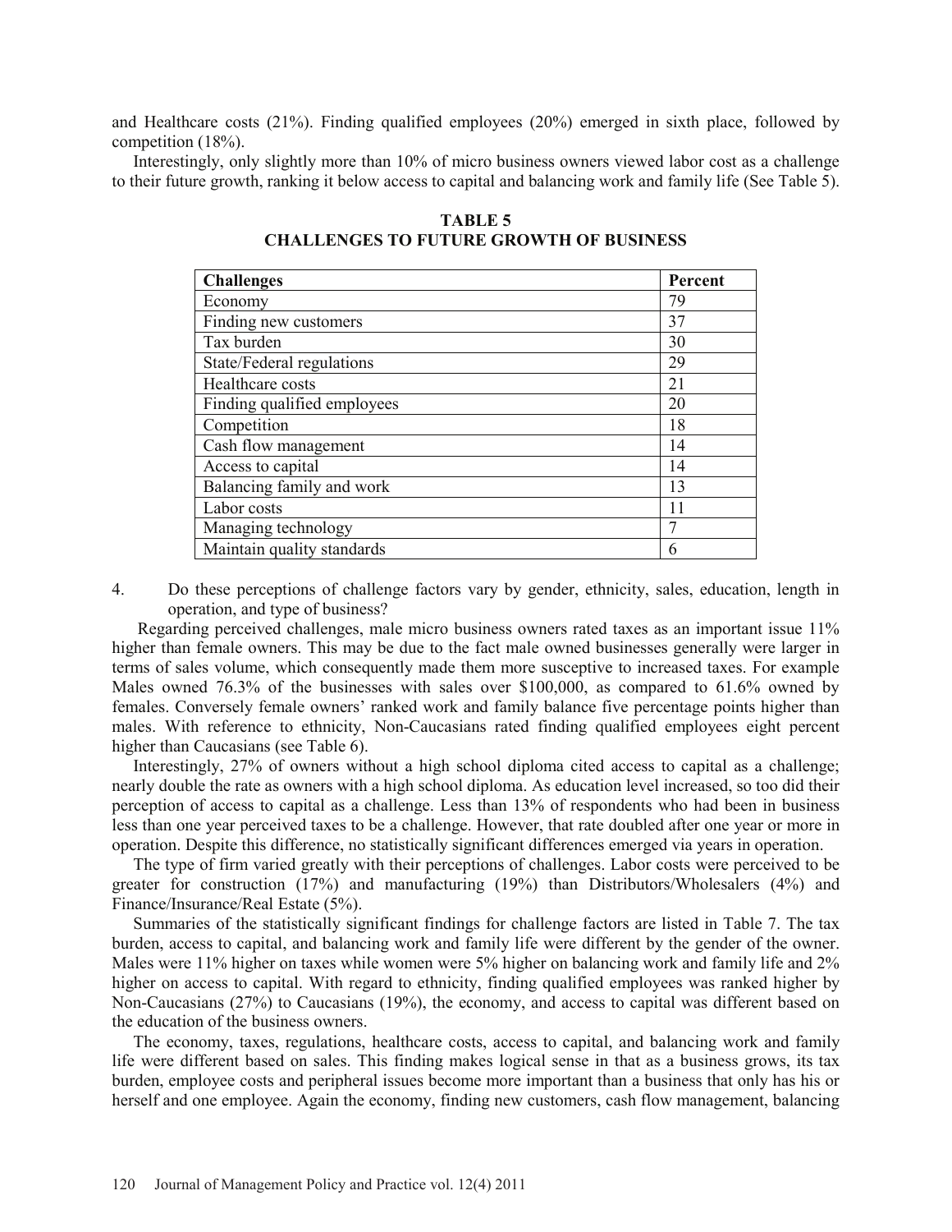and Healthcare costs (21%). Finding qualified employees (20%) emerged in sixth place, followed by competition (18%).

Interestingly, only slightly more than 10% of micro business owners viewed labor cost as a challenge to their future growth, ranking it below access to capital and balancing work and family life (See Table 5).

**TABLE 5**
**CHALLENGES TO FUTURE GROWTH OF BUSINESS**

| Challenges | Percent |
|---|---|
| Economy | 79 |
| Finding new customers | 37 |
| Tax burden | 30 |
| State/Federal regulations | 29 |
| Healthcare costs | 21 |
| Finding qualified employees | 20 |
| Competition | 18 |
| Cash flow management | 14 |
| Access to capital | 14 |
| Balancing family and work | 13 |
| Labor costs | 11 |
| Managing technology | 7 |
| Maintain quality standards | 6 |

4. Do these perceptions of challenge factors vary by gender, ethnicity, sales, education, length in operation, and type of business?

Regarding perceived challenges, male micro business owners rated taxes as an important issue 11% higher than female owners. This may be due to the fact male owned businesses generally were larger in terms of sales volume, which consequently made them more susceptive to increased taxes. For example Males owned 76.3% of the businesses with sales over $100,000, as compared to 61.6% owned by females. Conversely female owners' ranked work and family balance five percentage points higher than males. With reference to ethnicity, Non-Caucasians rated finding qualified employees eight percent higher than Caucasians (see Table 6).

Interestingly, 27% of owners without a high school diploma cited access to capital as a challenge; nearly double the rate as owners with a high school diploma. As education level increased, so too did their perception of access to capital as a challenge. Less than 13% of respondents who had been in business less than one year perceived taxes to be a challenge. However, that rate doubled after one year or more in operation. Despite this difference, no statistically significant differences emerged via years in operation.

The type of firm varied greatly with their perceptions of challenges. Labor costs were perceived to be greater for construction (17%) and manufacturing (19%) than Distributors/Wholesalers (4%) and Finance/Insurance/Real Estate (5%).

Summaries of the statistically significant findings for challenge factors are listed in Table 7. The tax burden, access to capital, and balancing work and family life were different by the gender of the owner. Males were 11% higher on taxes while women were 5% higher on balancing work and family life and 2% higher on access to capital. With regard to ethnicity, finding qualified employees was ranked higher by Non-Caucasians (27%) to Caucasians (19%), the economy, and access to capital was different based on the education of the business owners.

The economy, taxes, regulations, healthcare costs, access to capital, and balancing work and family life were different based on sales. This finding makes logical sense in that as a business grows, its tax burden, employee costs and peripheral issues become more important than a business that only has his or herself and one employee. Again the economy, finding new customers, cash flow management, balancing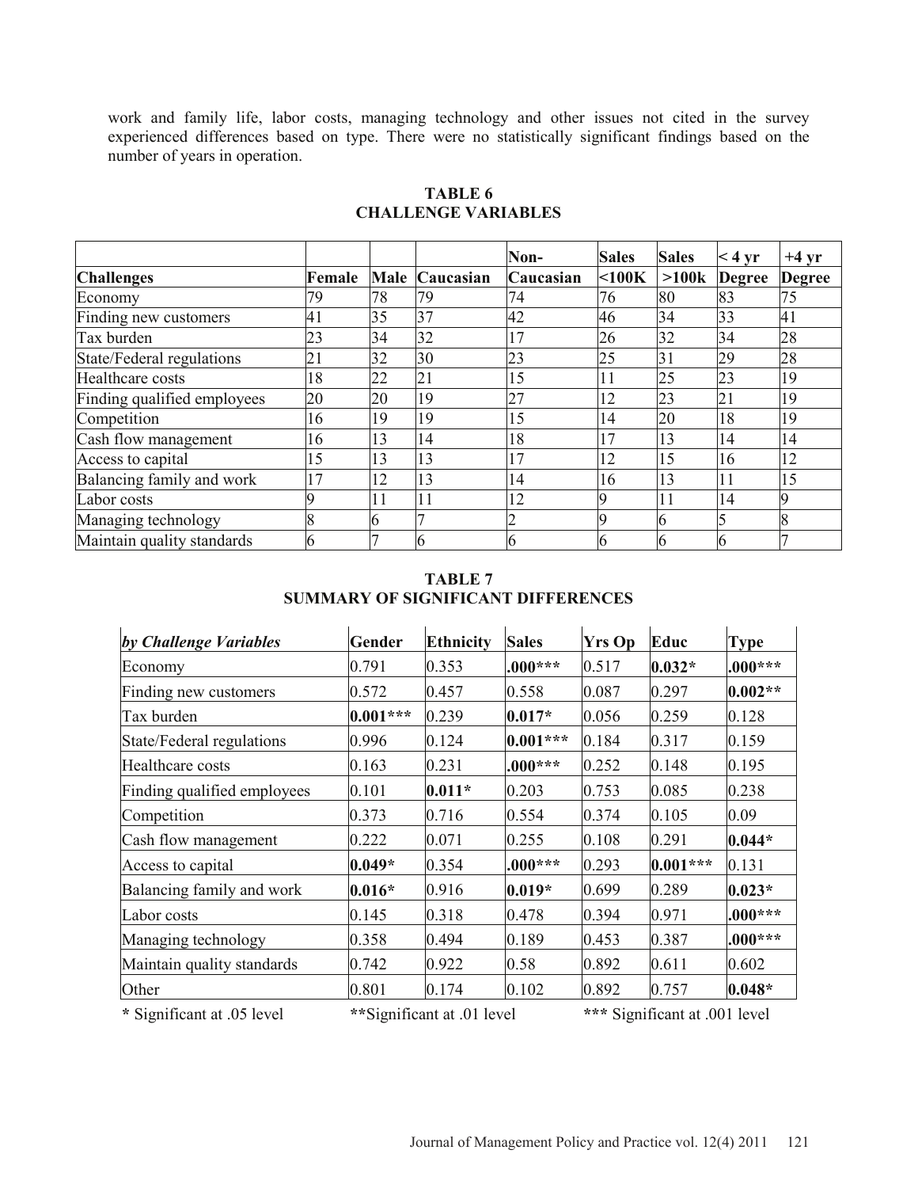work and family life, labor costs, managing technology and other issues not cited in the survey experienced differences based on type. There were no statistically significant findings based on the number of years in operation.

**TABLE 6**
**CHALLENGE VARIABLES**

| Challenges | Female | Male | Caucasian | Non-Caucasian | Sales <100K | Sales >100k | < 4 yr Degree | +4 yr Degree |
|---|---|---|---|---|---|---|---|---|
| Economy | 79 | 78 | 79 | 74 | 76 | 80 | 83 | 75 |
| Finding new customers | 41 | 35 | 37 | 42 | 46 | 34 | 33 | 41 |
| Tax burden | 23 | 34 | 32 | 17 | 26 | 32 | 34 | 28 |
| State/Federal regulations | 21 | 32 | 30 | 23 | 25 | 31 | 29 | 28 |
| Healthcare costs | 18 | 22 | 21 | 15 | 11 | 25 | 23 | 19 |
| Finding qualified employees | 20 | 20 | 19 | 27 | 12 | 23 | 21 | 19 |
| Competition | 16 | 19 | 19 | 15 | 14 | 20 | 18 | 19 |
| Cash flow management | 16 | 13 | 14 | 18 | 17 | 13 | 14 | 14 |
| Access to capital | 15 | 13 | 13 | 17 | 12 | 15 | 16 | 12 |
| Balancing family and work | 17 | 12 | 13 | 14 | 16 | 13 | 11 | 15 |
| Labor costs | 9 | 11 | 11 | 12 | 9 | 11 | 14 | 9 |
| Managing technology | 8 | 6 | 7 | 2 | 9 | 6 | 5 | 8 |
| Maintain quality standards | 6 | 7 | 6 | 6 | 6 | 6 | 6 | 7 |

**TABLE 7**
**SUMMARY OF SIGNIFICANT DIFFERENCES**

| *by Challenge Variables* | Gender | Ethnicity | Sales | Yrs Op | Educ | Type |
|---|---|---|---|---|---|---|
| Economy | 0.791 | 0.353 | **.000*** ** | 0.517 | **0.032*** | **.000*** ** |
| Finding new customers | 0.572 | 0.457 | 0.558 | 0.087 | 0.297 | **0.002** ** |
| Tax burden | **0.001*** ** | 0.239 | **0.017*** | 0.056 | 0.259 | 0.128 |
| State/Federal regulations | 0.996 | 0.124 | **0.001*** ** | 0.184 | 0.317 | 0.159 |
| Healthcare costs | 0.163 | 0.231 | **.000*** ** | 0.252 | 0.148 | 0.195 |
| Finding qualified employees | 0.101 | **0.011*** | 0.203 | 0.753 | 0.085 | 0.238 |
| Competition | 0.373 | 0.716 | 0.554 | 0.374 | 0.105 | 0.09 |
| Cash flow management | 0.222 | 0.071 | 0.255 | 0.108 | 0.291 | **0.044*** |
| Access to capital | **0.049*** | 0.354 | **.000*** ** | 0.293 | **0.001*** ** | 0.131 |
| Balancing family and work | **0.016*** | 0.916 | **0.019*** | 0.699 | 0.289 | **0.023*** |
| Labor costs | 0.145 | 0.318 | 0.478 | 0.394 | 0.971 | **.000*** ** |
| Managing technology | 0.358 | 0.494 | 0.189 | 0.453 | 0.387 | **.000*** ** |
| Maintain quality standards | 0.742 | 0.922 | 0.58 | 0.892 | 0.611 | 0.602 |
| Other | 0.801 | 0.174 | 0.102 | 0.892 | 0.757 | **0.048*** |

**\*** Significant at .05 level **\*\***Significant at .01 level **\*\*\*** Significant at .001 level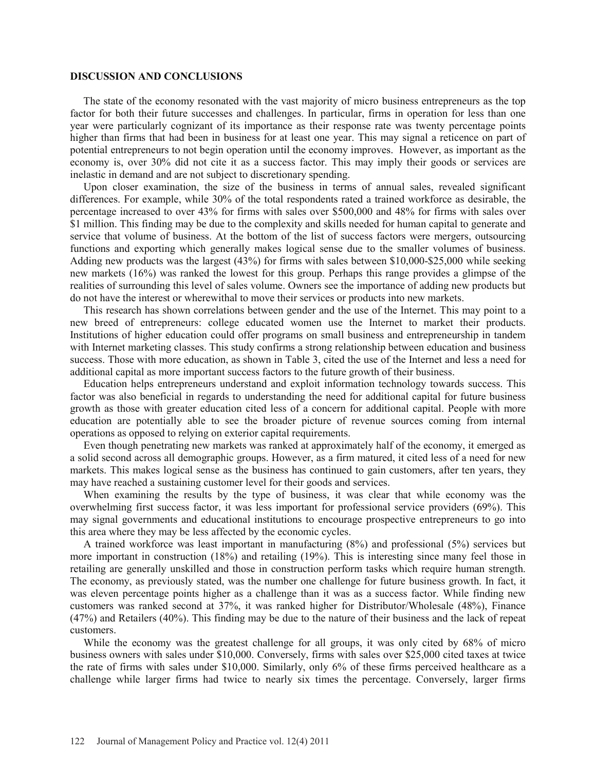### DISCUSSION AND CONCLUSIONS

The state of the economy resonated with the vast majority of micro business entrepreneurs as the top factor for both their future successes and challenges. In particular, firms in operation for less than one year were particularly cognizant of its importance as their response rate was twenty percentage points higher than firms that had been in business for at least one year. This may signal a reticence on part of potential entrepreneurs to not begin operation until the economy improves. However, as important as the economy is, over 30% did not cite it as a success factor. This may imply their goods or services are inelastic in demand and are not subject to discretionary spending.

Upon closer examination, the size of the business in terms of annual sales, revealed significant differences. For example, while 30% of the total respondents rated a trained workforce as desirable, the percentage increased to over 43% for firms with sales over $500,000 and 48% for firms with sales over $1 million. This finding may be due to the complexity and skills needed for human capital to generate and service that volume of business. At the bottom of the list of success factors were mergers, outsourcing functions and exporting which generally makes logical sense due to the smaller volumes of business. Adding new products was the largest (43%) for firms with sales between $10,000-$25,000 while seeking new markets (16%) was ranked the lowest for this group. Perhaps this range provides a glimpse of the realities of surrounding this level of sales volume. Owners see the importance of adding new products but do not have the interest or wherewithal to move their services or products into new markets.

This research has shown correlations between gender and the use of the Internet. This may point to a new breed of entrepreneurs: college educated women use the Internet to market their products. Institutions of higher education could offer programs on small business and entrepreneurship in tandem with Internet marketing classes. This study confirms a strong relationship between education and business success. Those with more education, as shown in Table 3, cited the use of the Internet and less a need for additional capital as more important success factors to the future growth of their business.

Education helps entrepreneurs understand and exploit information technology towards success. This factor was also beneficial in regards to understanding the need for additional capital for future business growth as those with greater education cited less of a concern for additional capital. People with more education are potentially able to see the broader picture of revenue sources coming from internal operations as opposed to relying on exterior capital requirements.

Even though penetrating new markets was ranked at approximately half of the economy, it emerged as a solid second across all demographic groups. However, as a firm matured, it cited less of a need for new markets. This makes logical sense as the business has continued to gain customers, after ten years, they may have reached a sustaining customer level for their goods and services.

When examining the results by the type of business, it was clear that while economy was the overwhelming first success factor, it was less important for professional service providers (69%). This may signal governments and educational institutions to encourage prospective entrepreneurs to go into this area where they may be less affected by the economic cycles.

A trained workforce was least important in manufacturing (8%) and professional (5%) services but more important in construction (18%) and retailing (19%). This is interesting since many feel those in retailing are generally unskilled and those in construction perform tasks which require human strength. The economy, as previously stated, was the number one challenge for future business growth. In fact, it was eleven percentage points higher as a challenge than it was as a success factor. While finding new customers was ranked second at 37%, it was ranked higher for Distributor/Wholesale (48%), Finance (47%) and Retailers (40%). This finding may be due to the nature of their business and the lack of repeat customers.

While the economy was the greatest challenge for all groups, it was only cited by 68% of micro business owners with sales under $10,000. Conversely, firms with sales over $25,000 cited taxes at twice the rate of firms with sales under $10,000. Similarly, only 6% of these firms perceived healthcare as a challenge while larger firms had twice to nearly six times the percentage. Conversely, larger firms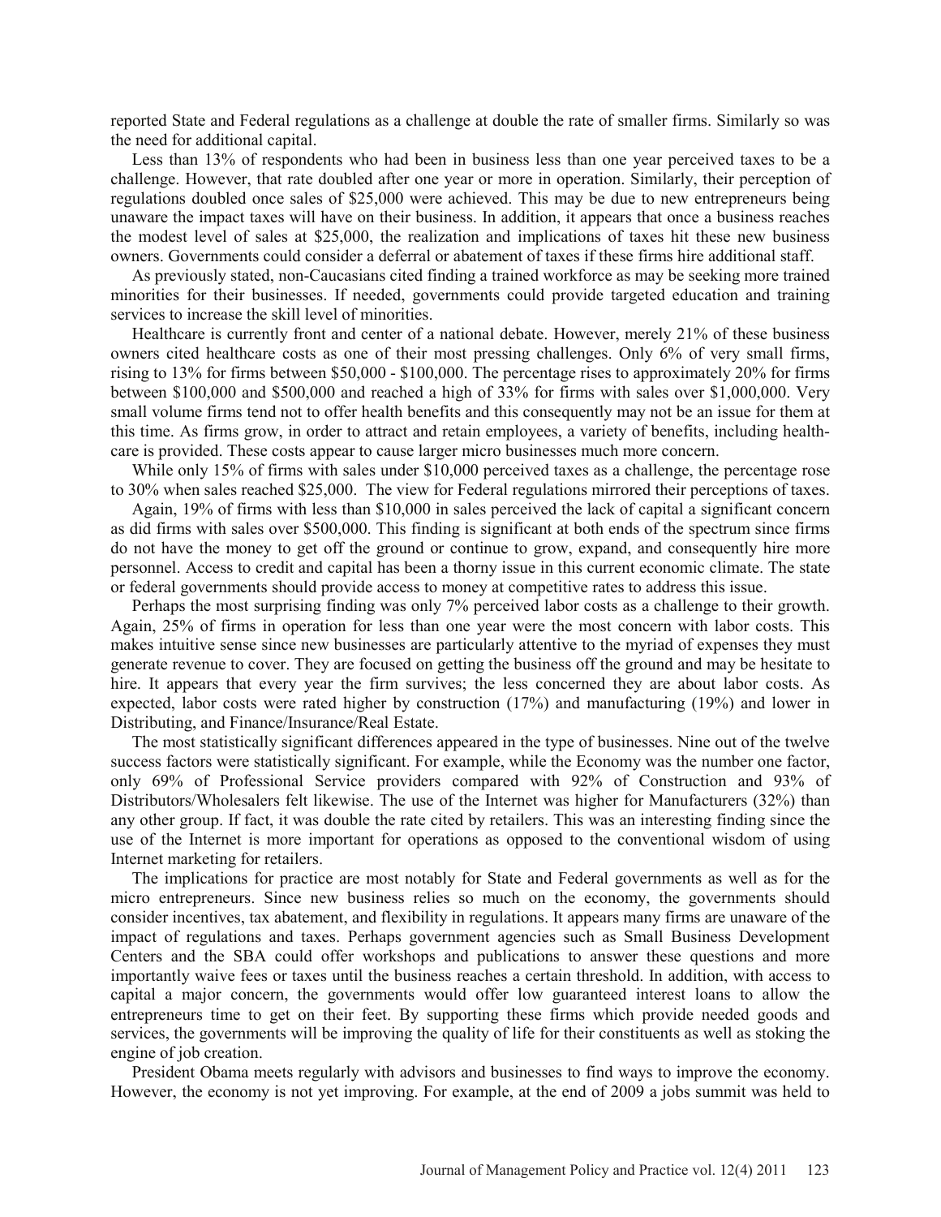reported State and Federal regulations as a challenge at double the rate of smaller firms. Similarly so was the need for additional capital.

Less than 13% of respondents who had been in business less than one year perceived taxes to be a challenge. However, that rate doubled after one year or more in operation. Similarly, their perception of regulations doubled once sales of $25,000 were achieved. This may be due to new entrepreneurs being unaware the impact taxes will have on their business. In addition, it appears that once a business reaches the modest level of sales at $25,000, the realization and implications of taxes hit these new business owners. Governments could consider a deferral or abatement of taxes if these firms hire additional staff.

As previously stated, non-Caucasians cited finding a trained workforce as may be seeking more trained minorities for their businesses. If needed, governments could provide targeted education and training services to increase the skill level of minorities.

Healthcare is currently front and center of a national debate. However, merely 21% of these business owners cited healthcare costs as one of their most pressing challenges. Only 6% of very small firms, rising to 13% for firms between $50,000 - $100,000. The percentage rises to approximately 20% for firms between $100,000 and $500,000 and reached a high of 33% for firms with sales over $1,000,000. Very small volume firms tend not to offer health benefits and this consequently may not be an issue for them at this time. As firms grow, in order to attract and retain employees, a variety of benefits, including healthcare is provided. These costs appear to cause larger micro businesses much more concern.

While only 15% of firms with sales under $10,000 perceived taxes as a challenge, the percentage rose to 30% when sales reached $25,000. The view for Federal regulations mirrored their perceptions of taxes.

Again, 19% of firms with less than $10,000 in sales perceived the lack of capital a significant concern as did firms with sales over $500,000. This finding is significant at both ends of the spectrum since firms do not have the money to get off the ground or continue to grow, expand, and consequently hire more personnel. Access to credit and capital has been a thorny issue in this current economic climate. The state or federal governments should provide access to money at competitive rates to address this issue.

Perhaps the most surprising finding was only 7% perceived labor costs as a challenge to their growth. Again, 25% of firms in operation for less than one year were the most concern with labor costs. This makes intuitive sense since new businesses are particularly attentive to the myriad of expenses they must generate revenue to cover. They are focused on getting the business off the ground and may be hesitate to hire. It appears that every year the firm survives; the less concerned they are about labor costs. As expected, labor costs were rated higher by construction (17%) and manufacturing (19%) and lower in Distributing, and Finance/Insurance/Real Estate.

The most statistically significant differences appeared in the type of businesses. Nine out of the twelve success factors were statistically significant. For example, while the Economy was the number one factor, only 69% of Professional Service providers compared with 92% of Construction and 93% of Distributors/Wholesalers felt likewise. The use of the Internet was higher for Manufacturers (32%) than any other group. If fact, it was double the rate cited by retailers. This was an interesting finding since the use of the Internet is more important for operations as opposed to the conventional wisdom of using Internet marketing for retailers.

The implications for practice are most notably for State and Federal governments as well as for the micro entrepreneurs. Since new business relies so much on the economy, the governments should consider incentives, tax abatement, and flexibility in regulations. It appears many firms are unaware of the impact of regulations and taxes. Perhaps government agencies such as Small Business Development Centers and the SBA could offer workshops and publications to answer these questions and more importantly waive fees or taxes until the business reaches a certain threshold. In addition, with access to capital a major concern, the governments would offer low guaranteed interest loans to allow the entrepreneurs time to get on their feet. By supporting these firms which provide needed goods and services, the governments will be improving the quality of life for their constituents as well as stoking the engine of job creation.

President Obama meets regularly with advisors and businesses to find ways to improve the economy. However, the economy is not yet improving. For example, at the end of 2009 a jobs summit was held to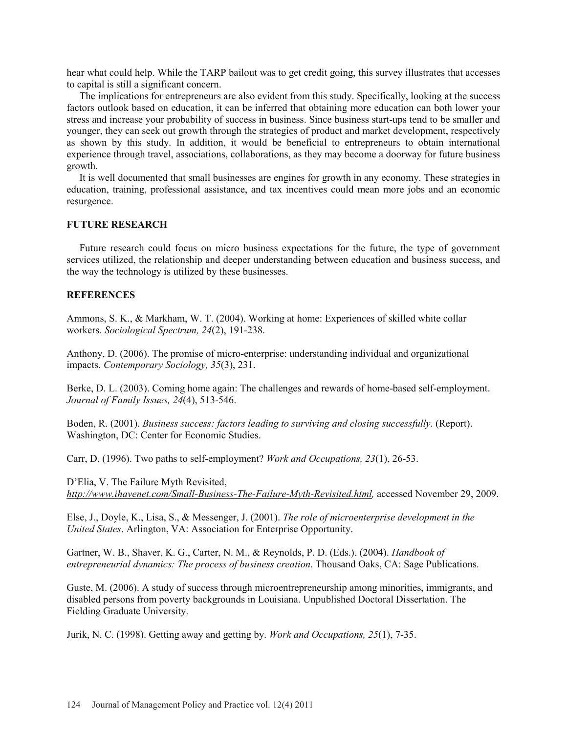hear what could help. While the TARP bailout was to get credit going, this survey illustrates that accesses to capital is still a significant concern.

The implications for entrepreneurs are also evident from this study. Specifically, looking at the success factors outlook based on education, it can be inferred that obtaining more education can both lower your stress and increase your probability of success in business. Since business start-ups tend to be smaller and younger, they can seek out growth through the strategies of product and market development, respectively as shown by this study. In addition, it would be beneficial to entrepreneurs to obtain international experience through travel, associations, collaborations, as they may become a doorway for future business growth.

It is well documented that small businesses are engines for growth in any economy. These strategies in education, training, professional assistance, and tax incentives could mean more jobs and an economic resurgence.

## FUTURE RESEARCH

Future research could focus on micro business expectations for the future, the type of government services utilized, the relationship and deeper understanding between education and business success, and the way the technology is utilized by these businesses.

## REFERENCES

Ammons, S. K., & Markham, W. T. (2004). Working at home: Experiences of skilled white collar workers. *Sociological Spectrum, 24*(2), 191-238.

Anthony, D. (2006). The promise of micro-enterprise: understanding individual and organizational impacts. *Contemporary Sociology, 35*(3), 231.

Berke, D. L. (2003). Coming home again: The challenges and rewards of home-based self-employment. *Journal of Family Issues, 24*(4), 513-546.

Boden, R. (2001). *Business success: factors leading to surviving and closing successfully.* (Report). Washington, DC: Center for Economic Studies.

Carr, D. (1996). Two paths to self-employment? *Work and Occupations, 23*(1), 26-53.

D'Elia, V. The Failure Myth Revisited, *http://www.ihavenet.com/Small-Business-The-Failure-Myth-Revisited.html,* accessed November 29, 2009.

Else, J., Doyle, K., Lisa, S., & Messenger, J. (2001). *The role of microenterprise development in the United States*. Arlington, VA: Association for Enterprise Opportunity.

Gartner, W. B., Shaver, K. G., Carter, N. M., & Reynolds, P. D. (Eds.). (2004). *Handbook of entrepreneurial dynamics: The process of business creation*. Thousand Oaks, CA: Sage Publications.

Guste, M. (2006). A study of success through microentrepreneurship among minorities, immigrants, and disabled persons from poverty backgrounds in Louisiana. Unpublished Doctoral Dissertation. The Fielding Graduate University.

Jurik, N. C. (1998). Getting away and getting by. *Work and Occupations, 25*(1), 7-35.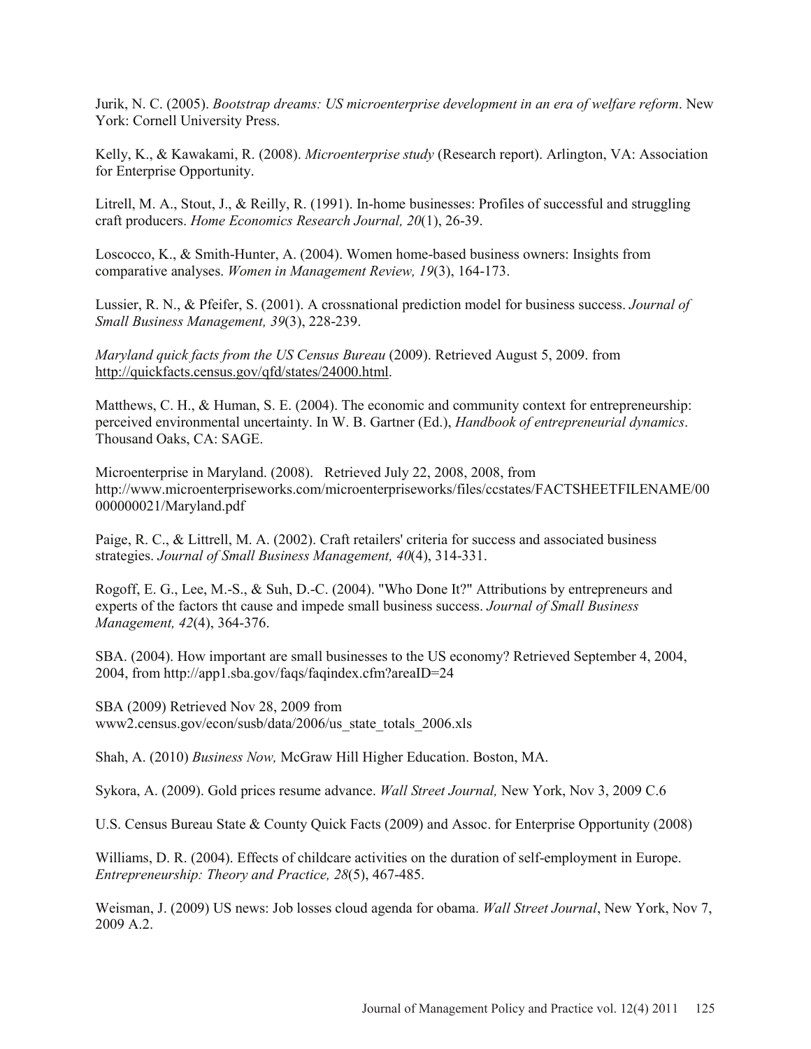Jurik, N. C. (2005). *Bootstrap dreams: US microenterprise development in an era of welfare reform*. New York: Cornell University Press.

Kelly, K., & Kawakami, R. (2008). *Microenterprise study* (Research report). Arlington, VA: Association for Enterprise Opportunity.

Litrell, M. A., Stout, J., & Reilly, R. (1991). In-home businesses: Profiles of successful and struggling craft producers. *Home Economics Research Journal, 20*(1), 26-39.

Loscocco, K., & Smith-Hunter, A. (2004). Women home-based business owners: Insights from comparative analyses. *Women in Management Review, 19*(3), 164-173.

Lussier, R. N., & Pfeifer, S. (2001). A crossnational prediction model for business success. *Journal of Small Business Management, 39*(3), 228-239.

*Maryland quick facts from the US Census Bureau* (2009). Retrieved August 5, 2009. from http://quickfacts.census.gov/qfd/states/24000.html.

Matthews, C. H., & Human, S. E. (2004). The economic and community context for entrepreneurship: perceived environmental uncertainty. In W. B. Gartner (Ed.), *Handbook of entrepreneurial dynamics*. Thousand Oaks, CA: SAGE.

Microenterprise in Maryland. (2008). Retrieved July 22, 2008, 2008, from http://www.microenterpriseworks.com/microenterpriseworks/files/ccstates/FACTSHEETFILENAME/00000000021/Maryland.pdf

Paige, R. C., & Littrell, M. A. (2002). Craft retailers' criteria for success and associated business strategies. *Journal of Small Business Management, 40*(4), 314-331.

Rogoff, E. G., Lee, M.-S., & Suh, D.-C. (2004). "Who Done It?" Attributions by entrepreneurs and experts of the factors tht cause and impede small business success. *Journal of Small Business Management, 42*(4), 364-376.

SBA. (2004). How important are small businesses to the US economy? Retrieved September 4, 2004, 2004, from http://app1.sba.gov/faqs/faqindex.cfm?areaID=24

SBA (2009) Retrieved Nov 28, 2009 from www2.census.gov/econ/susb/data/2006/us_state_totals_2006.xls

Shah, A. (2010) *Business Now,* McGraw Hill Higher Education. Boston, MA.

Sykora, A. (2009). Gold prices resume advance. *Wall Street Journal,* New York, Nov 3, 2009 C.6

U.S. Census Bureau State & County Quick Facts (2009) and Assoc. for Enterprise Opportunity (2008)

Williams, D. R. (2004). Effects of childcare activities on the duration of self-employment in Europe. *Entrepreneurship: Theory and Practice, 28*(5), 467-485.

Weisman, J. (2009) US news: Job losses cloud agenda for obama. *Wall Street Journal*, New York, Nov 7, 2009 A.2.